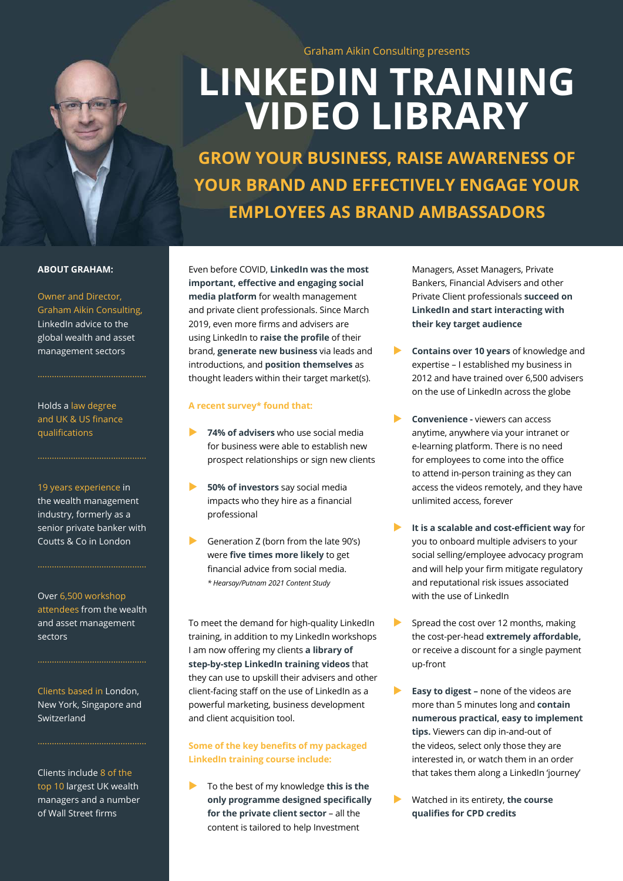Graham Aikin Consulting presents

# LINKEDIN TRAINING VIDEO LIBRARY

## GROW YOUR BUSINESS, RAISE AWARENESS OF YOUR BRAND AND EFFECTIVELY ENGAGE YOUR EMPLOYEES AS BRAND AMBASSADORS

**ABOUT GRAHAM:**

Owner and Director, Graham Aikin Consulting, LinkedIn advice to the global wealth and asset management sectors

Holds a law degree and UK & US finance qualifications

19 years experience in the wealth management industry, formerly as a senior private banker with Coutts & Co in London

Over 6,500 workshop attendees from the wealth and asset management sectors

Clients based in London, New York, Singapore and Switzerland

Clients include 8 of the top 10 largest UK wealth managers and a number of Wall Street firms

Even before COVID, **LinkedIn was the most important, effective and engaging social media platform** for wealth management and private client professionals. Since March 2019, even more firms and advisers are using LinkedIn to **raise the profile** of their brand, **generate new business** via leads and introductions, and **position themselves** as thought leaders within their target market(s).

**A recent survey* found that:**

- **74% of advisers** who use social media for business were able to establish new prospect relationships or sign new clients
- **50% of investors** say social media impacts who they hire as a financial professional
- Generation Z (born from the late 90's) were **five times more likely** to get financial advice from social media.
  *\* Hearsay/Putnam 2021 Content Study*

To meet the demand for high-quality LinkedIn training, in addition to my LinkedIn workshops I am now offering my clients **a library of step-by-step LinkedIn training videos** that they can use to upskill their advisers and other client-facing staff on the use of LinkedIn as a powerful marketing, business development and client acquisition tool.

**Some of the key benefits of my packaged LinkedIn training course include:**

- To the best of my knowledge **this is the only programme designed specifically for the private client sector** – all the content is tailored to help Investment Managers, Asset Managers, Private Bankers, Financial Advisers and other Private Client professionals **succeed on LinkedIn and start interacting with their key target audience**
- **Contains over 10 years** of knowledge and expertise – I established my business in 2012 and have trained over 6,500 advisers on the use of LinkedIn across the globe
- **Convenience -** viewers can access anytime, anywhere via your intranet or e-learning platform. There is no need for employees to come into the office to attend in-person training as they can access the videos remotely, and they have unlimited access, forever
- **It is a scalable and cost-efficient way** for you to onboard multiple advisers to your social selling/employee advocacy program and will help your firm mitigate regulatory and reputational risk issues associated with the use of LinkedIn
- Spread the cost over 12 months, making the cost-per-head **extremely affordable,** or receive a discount for a single payment up-front
- **Easy to digest –** none of the videos are more than 5 minutes long and **contain numerous practical, easy to implement tips.** Viewers can dip in-and-out of the videos, select only those they are interested in, or watch them in an order that takes them along a LinkedIn 'journey'
- Watched in its entirety, **the course qualifies for CPD credits**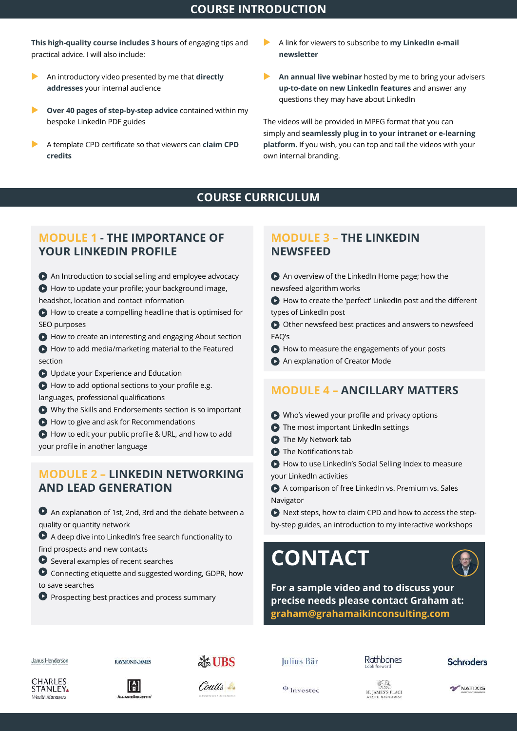## COURSE INTRODUCTION

**This high-quality course includes 3 hours** of engaging tips and practical advice. I will also include:

- An introductory video presented by me that **directly addresses** your internal audience
- **Over 40 pages of step-by-step advice** contained within my bespoke LinkedIn PDF guides
- A template CPD certificate so that viewers can **claim CPD credits**
- A link for viewers to subscribe to **my LinkedIn e-mail newsletter**
- **An annual live webinar** hosted by me to bring your advisers **up-to-date on new LinkedIn features** and answer any questions they may have about LinkedIn

The videos will be provided in MPEG format that you can simply and **seamlessly plug in to your intranet or e-learning platform.** If you wish, you can top and tail the videos with your own internal branding.

## COURSE CURRICULUM

### MODULE 1 - THE IMPORTANCE OF YOUR LINKEDIN PROFILE

- An Introduction to social selling and employee advocacy
- How to update your profile; your background image, headshot, location and contact information
- How to create a compelling headline that is optimised for SEO purposes
- How to create an interesting and engaging About section
- How to add media/marketing material to the Featured section
- Update your Experience and Education
- How to add optional sections to your profile e.g. languages, professional qualifications
- Why the Skills and Endorsements section is so important
- How to give and ask for Recommendations
- How to edit your public profile & URL, and how to add your profile in another language

### MODULE 2 – LINKEDIN NETWORKING AND LEAD GENERATION

- An explanation of 1st, 2nd, 3rd and the debate between a quality or quantity network
- A deep dive into LinkedIn's free search functionality to find prospects and new contacts
- Several examples of recent searches
- Connecting etiquette and suggested wording, GDPR, how to save searches
- Prospecting best practices and process summary

### MODULE 3 – THE LINKEDIN NEWSFEED

- An overview of the LinkedIn Home page; how the newsfeed algorithm works
- How to create the 'perfect' LinkedIn post and the different types of LinkedIn post
- Other newsfeed best practices and answers to newsfeed FAQ's
- How to measure the engagements of your posts
- An explanation of Creator Mode

### MODULE 4 – ANCILLARY MATTERS

- Who's viewed your profile and privacy options
- The most important LinkedIn settings
- The My Network tab
- The Notifications tab
- How to use LinkedIn's Social Selling Index to measure your LinkedIn activities
- A comparison of free LinkedIn vs. Premium vs. Sales Navigator
- Next steps, how to claim CPD and how to access the step-by-step guides, an introduction to my interactive workshops

## CONTACT

**For a sample video and to discuss your precise needs please contact Graham at: graham@grahamaikinconsulting.com**

Janus Henderson Investors · Raymond James · UBS · Julius Bär · Rathbones Look forward · Schroders · Charles Stanley Wealth Managers · AllianceBernstein · Coutts Crown Dependencies · Investec · St. James's Place Wealth Management · Natixis Investment Managers